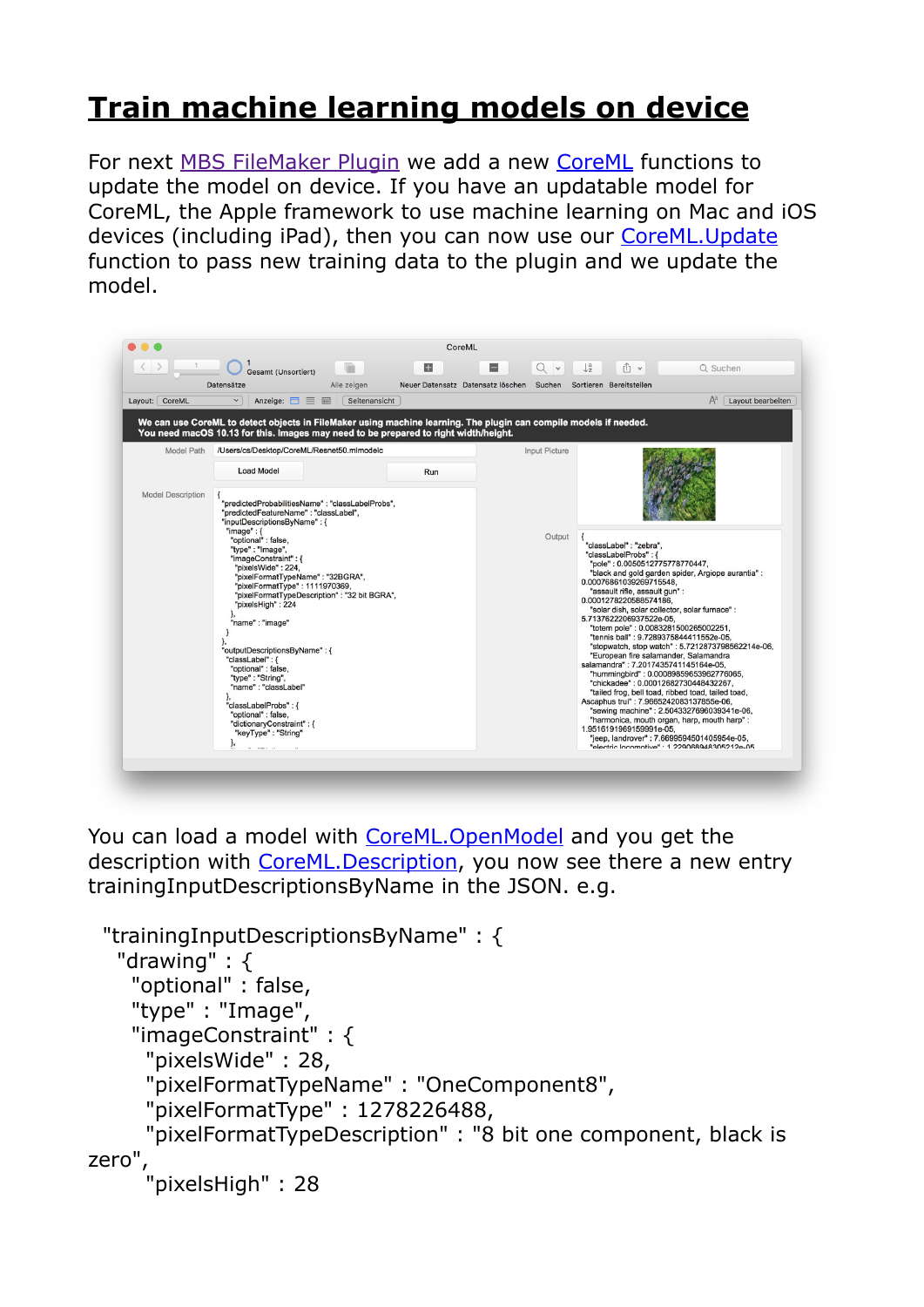# Train machine learning models on device

For next MBS FileMaker Plugin we add a new CoreML functions to update the model on device. If you have an updatable model for CoreML, the Apple framework to use machine learning on Mac and iOS devices (including iPad), then you can now use our CoreML.Update function to pass new training data to the plugin and we update the model.

You can load a model with CoreML.OpenModel and you get the description with CoreML.Description, you now see there a new entry trainingInputDescriptionsByName in the JSON. e.g.

```
  "trainingInputDescriptionsByName" : {
    "drawing" : {
      "optional" : false,
      "type" : "Image",
      "imageConstraint" : {
        "pixelsWide" : 28,
        "pixelFormatTypeName" : "OneComponent8",
        "pixelFormatType" : 1278226488,
        "pixelFormatTypeDescription" : "8 bit one component, black is zero",
        "pixelsHigh" : 28
```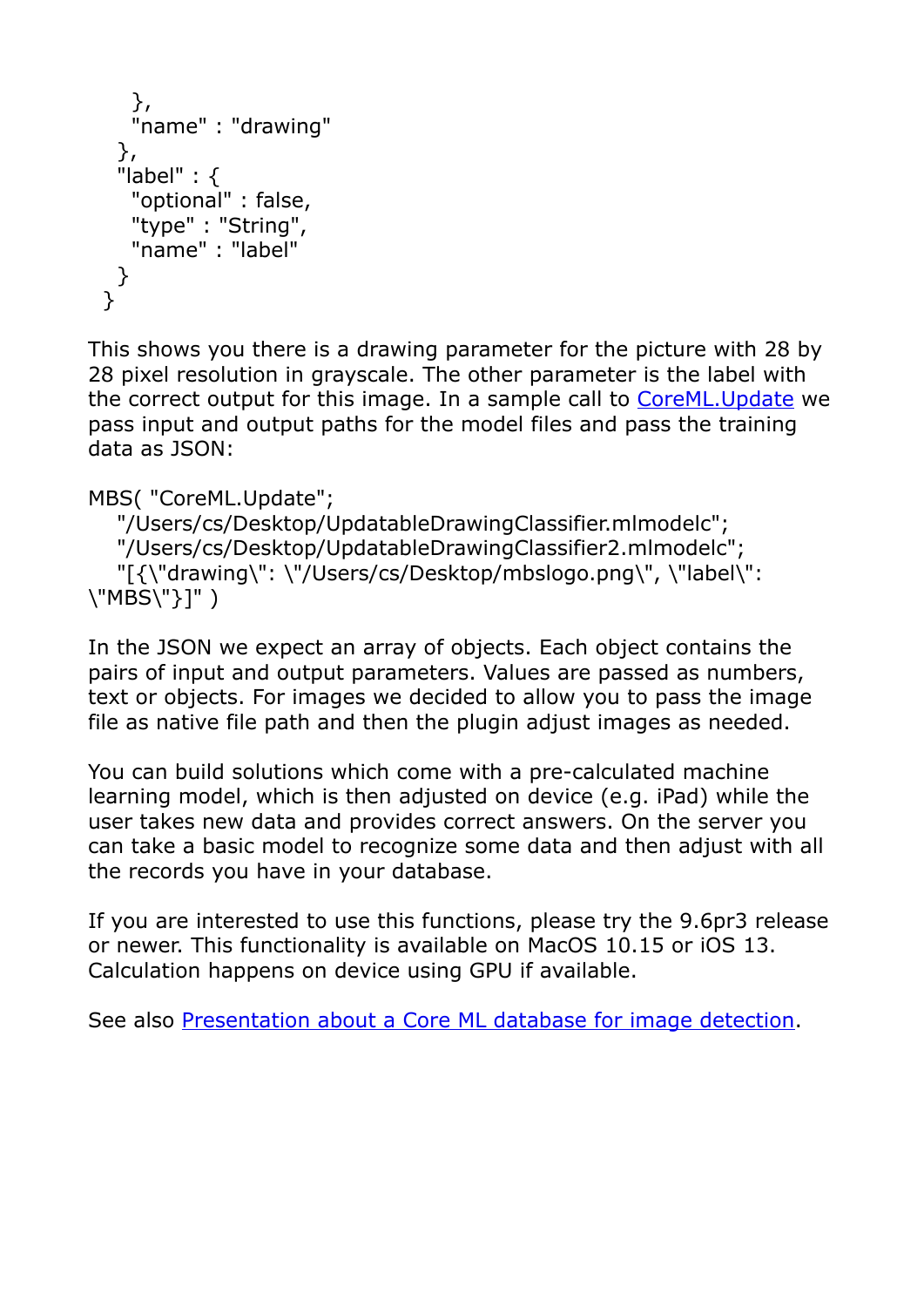```
    },
    "name" : "drawing"
   },
   "label" : {
    "optional" : false,
    "type" : "String",
    "name" : "label"
   }
  }
```

This shows you there is a drawing parameter for the picture with 28 by 28 pixel resolution in grayscale. The other parameter is the label with the correct output for this image. In a sample call to [CoreML.Update]() we pass input and output paths for the model files and pass the training data as JSON:

```
MBS( "CoreML.Update";
   "/Users/cs/Desktop/UpdatableDrawingClassifier.mlmodelc";
   "/Users/cs/Desktop/UpdatableDrawingClassifier2.mlmodelc";
   "[{\"drawing\": \"/Users/cs/Desktop/mbslogo.png\", \"label\":
\"MBS\"}]" )
```

In the JSON we expect an array of objects. Each object contains the pairs of input and output parameters. Values are passed as numbers, text or objects. For images we decided to allow you to pass the image file as native file path and then the plugin adjust images as needed.

You can build solutions which come with a pre-calculated machine learning model, which is then adjusted on device (e.g. iPad) while the user takes new data and provides correct answers. On the server you can take a basic model to recognize some data and then adjust with all the records you have in your database.

If you are interested to use this functions, please try the 9.6pr3 release or newer. This functionality is available on MacOS 10.15 or iOS 13. Calculation happens on device using GPU if available.

See also [Presentation about a Core ML database for image detection]().